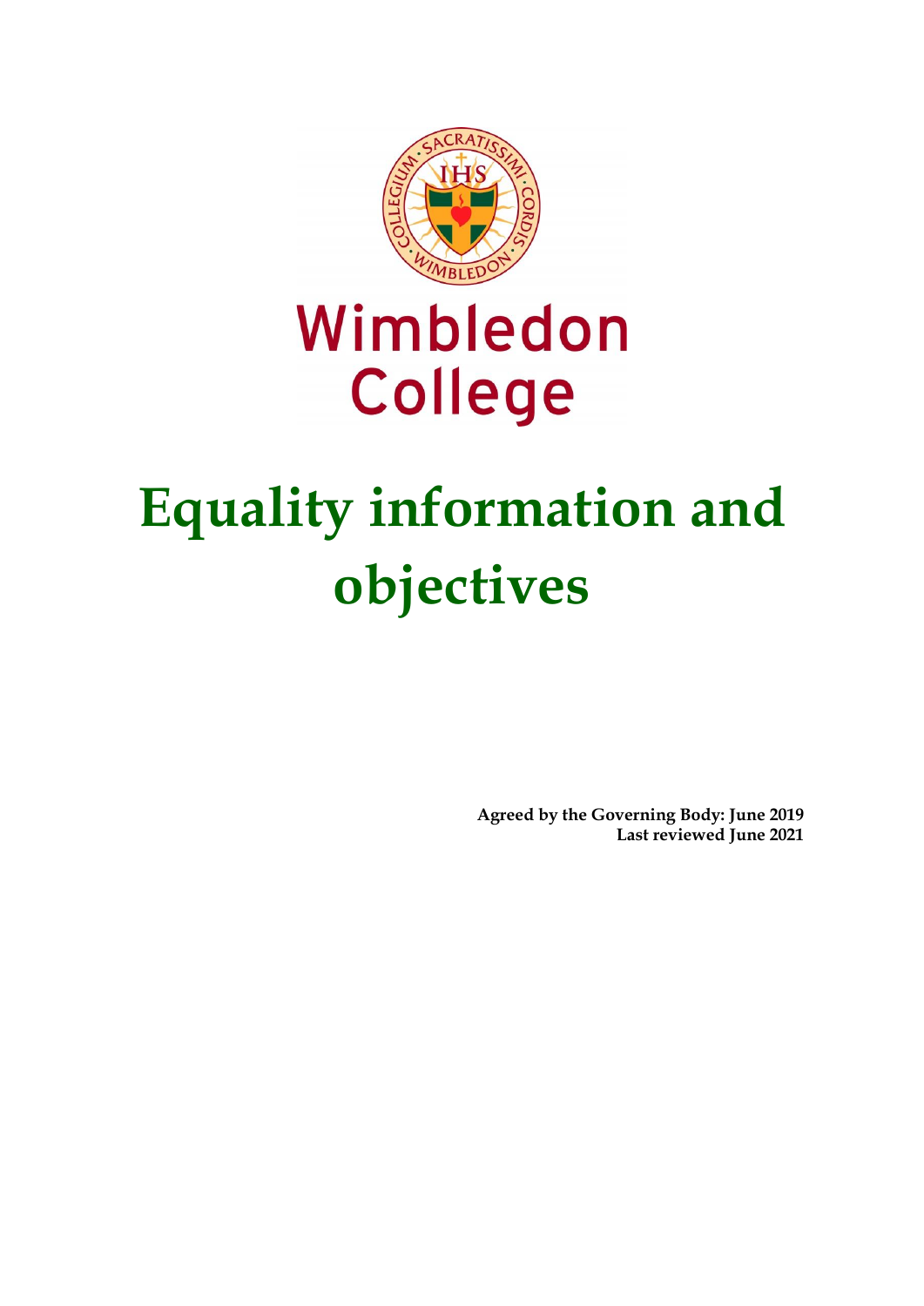Wimbledon College

# Equality information and objectives

**Agreed by the Governing Body: June 2019**
**Last reviewed June 2021**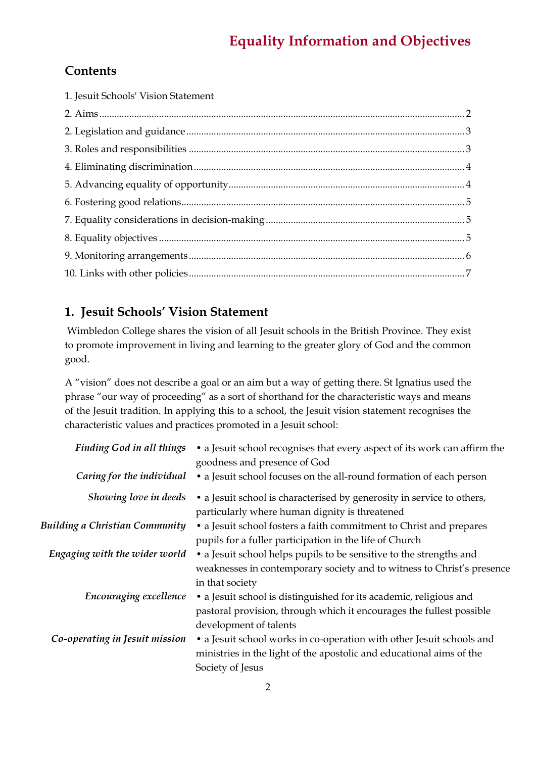# Equality Information and Objectives

## Contents

1. Jesuit Schools' Vision Statement
2. Aims ........ 2
2. Legislation and guidance ........ 3
3. Roles and responsibilities ........ 3
4. Eliminating discrimination ........ 4
5. Advancing equality of opportunity ........ 4
6. Fostering good relations ........ 5
7. Equality considerations in decision-making ........ 5
8. Equality objectives ........ 5
9. Monitoring arrangements ........ 6
10. Links with other policies ........ 7

## 1. Jesuit Schools' Vision Statement

Wimbledon College shares the vision of all Jesuit schools in the British Province. They exist to promote improvement in living and learning to the greater glory of God and the common good.

A "vision" does not describe a goal or an aim but a way of getting there. St Ignatius used the phrase "our way of proceeding" as a sort of shorthand for the characteristic ways and means of the Jesuit tradition. In applying this to a school, the Jesuit vision statement recognises the characteristic values and practices promoted in a Jesuit school:

| | |
|---|---|
| *Finding God in all things* | • a Jesuit school recognises that every aspect of its work can affirm the goodness and presence of God |
| *Caring for the individual* | • a Jesuit school focuses on the all-round formation of each person |
| *Showing love in deeds* | • a Jesuit school is characterised by generosity in service to others, particularly where human dignity is threatened |
| *Building a Christian Community* | • a Jesuit school fosters a faith commitment to Christ and prepares pupils for a fuller participation in the life of Church |
| *Engaging with the wider world* | • a Jesuit school helps pupils to be sensitive to the strengths and weaknesses in contemporary society and to witness to Christ's presence in that society |
| *Encouraging excellence* | • a Jesuit school is distinguished for its academic, religious and pastoral provision, through which it encourages the fullest possible development of talents |
| *Co-operating in Jesuit mission* | • a Jesuit school works in co-operation with other Jesuit schools and ministries in the light of the apostolic and educational aims of the Society of Jesus |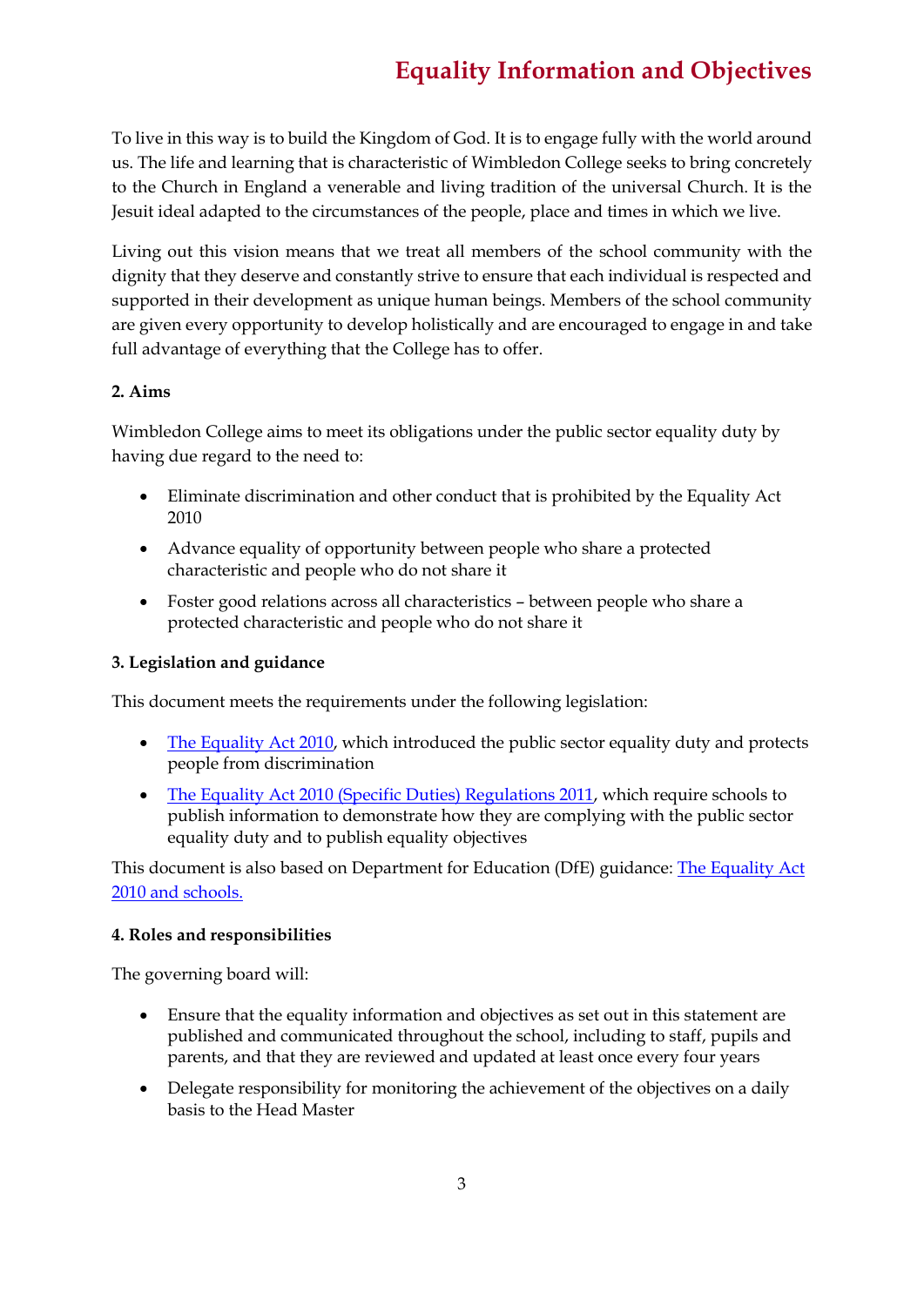To live in this way is to build the Kingdom of God. It is to engage fully with the world around us. The life and learning that is characteristic of Wimbledon College seeks to bring concretely to the Church in England a venerable and living tradition of the universal Church. It is the Jesuit ideal adapted to the circumstances of the people, place and times in which we live.

Living out this vision means that we treat all members of the school community with the dignity that they deserve and constantly strive to ensure that each individual is respected and supported in their development as unique human beings. Members of the school community are given every opportunity to develop holistically and are encouraged to engage in and take full advantage of everything that the College has to offer.

**2. Aims**

Wimbledon College aims to meet its obligations under the public sector equality duty by having due regard to the need to:

- Eliminate discrimination and other conduct that is prohibited by the Equality Act 2010
- Advance equality of opportunity between people who share a protected characteristic and people who do not share it
- Foster good relations across all characteristics – between people who share a protected characteristic and people who do not share it

**3. Legislation and guidance**

This document meets the requirements under the following legislation:

- The Equality Act 2010, which introduced the public sector equality duty and protects people from discrimination
- The Equality Act 2010 (Specific Duties) Regulations 2011, which require schools to publish information to demonstrate how they are complying with the public sector equality duty and to publish equality objectives

This document is also based on Department for Education (DfE) guidance: The Equality Act 2010 and schools.

**4. Roles and responsibilities**

The governing board will:

- Ensure that the equality information and objectives as set out in this statement are published and communicated throughout the school, including to staff, pupils and parents, and that they are reviewed and updated at least once every four years
- Delegate responsibility for monitoring the achievement of the objectives on a daily basis to the Head Master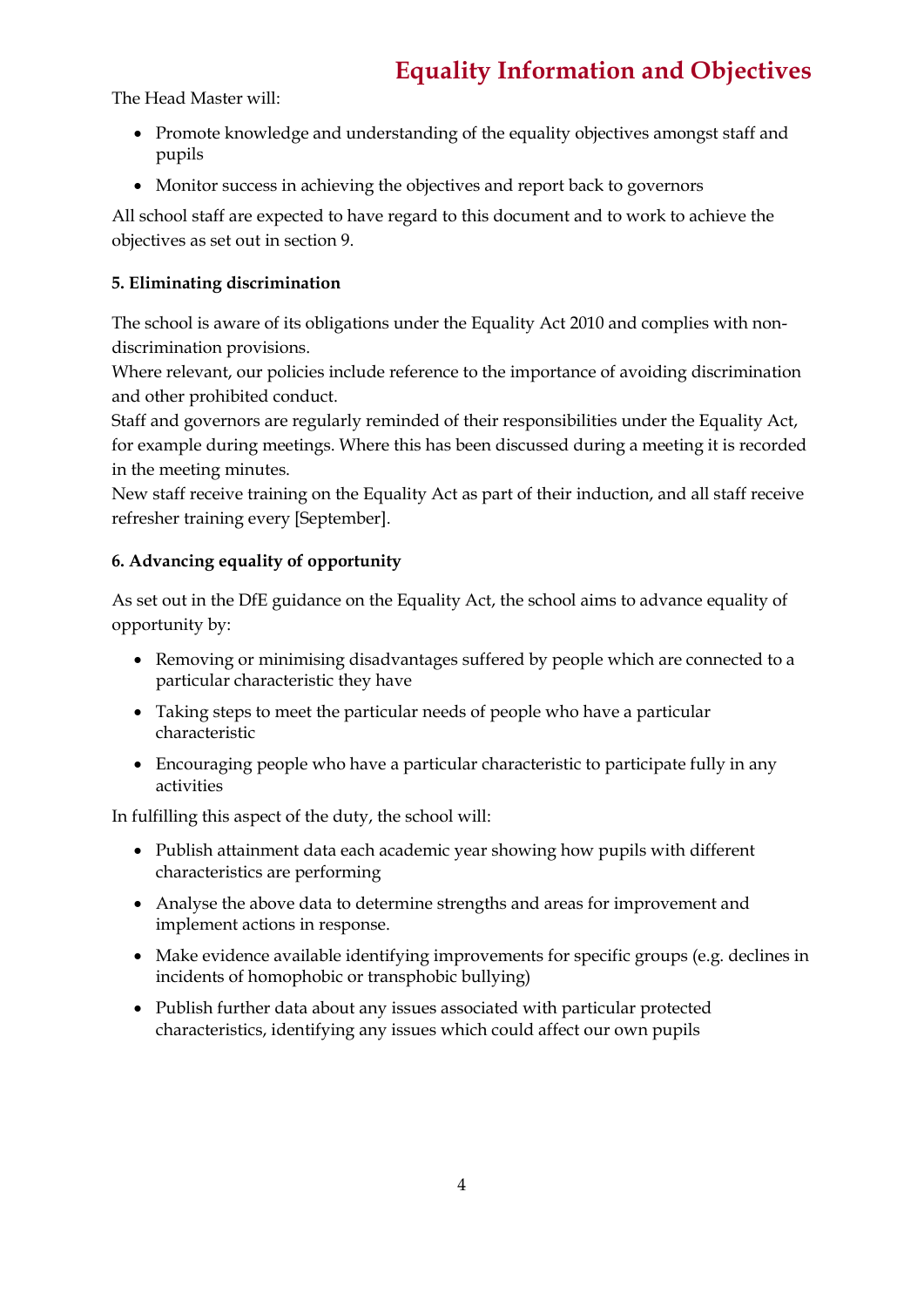The Head Master will:

- Promote knowledge and understanding of the equality objectives amongst staff and pupils
- Monitor success in achieving the objectives and report back to governors

All school staff are expected to have regard to this document and to work to achieve the objectives as set out in section 9.

**5. Eliminating discrimination**

The school is aware of its obligations under the Equality Act 2010 and complies with non-discrimination provisions.

Where relevant, our policies include reference to the importance of avoiding discrimination and other prohibited conduct.

Staff and governors are regularly reminded of their responsibilities under the Equality Act, for example during meetings. Where this has been discussed during a meeting it is recorded in the meeting minutes.

New staff receive training on the Equality Act as part of their induction, and all staff receive refresher training every [September].

**6. Advancing equality of opportunity**

As set out in the DfE guidance on the Equality Act, the school aims to advance equality of opportunity by:

- Removing or minimising disadvantages suffered by people which are connected to a particular characteristic they have
- Taking steps to meet the particular needs of people who have a particular characteristic
- Encouraging people who have a particular characteristic to participate fully in any activities

In fulfilling this aspect of the duty, the school will:

- Publish attainment data each academic year showing how pupils with different characteristics are performing
- Analyse the above data to determine strengths and areas for improvement and implement actions in response.
- Make evidence available identifying improvements for specific groups (e.g. declines in incidents of homophobic or transphobic bullying)
- Publish further data about any issues associated with particular protected characteristics, identifying any issues which could affect our own pupils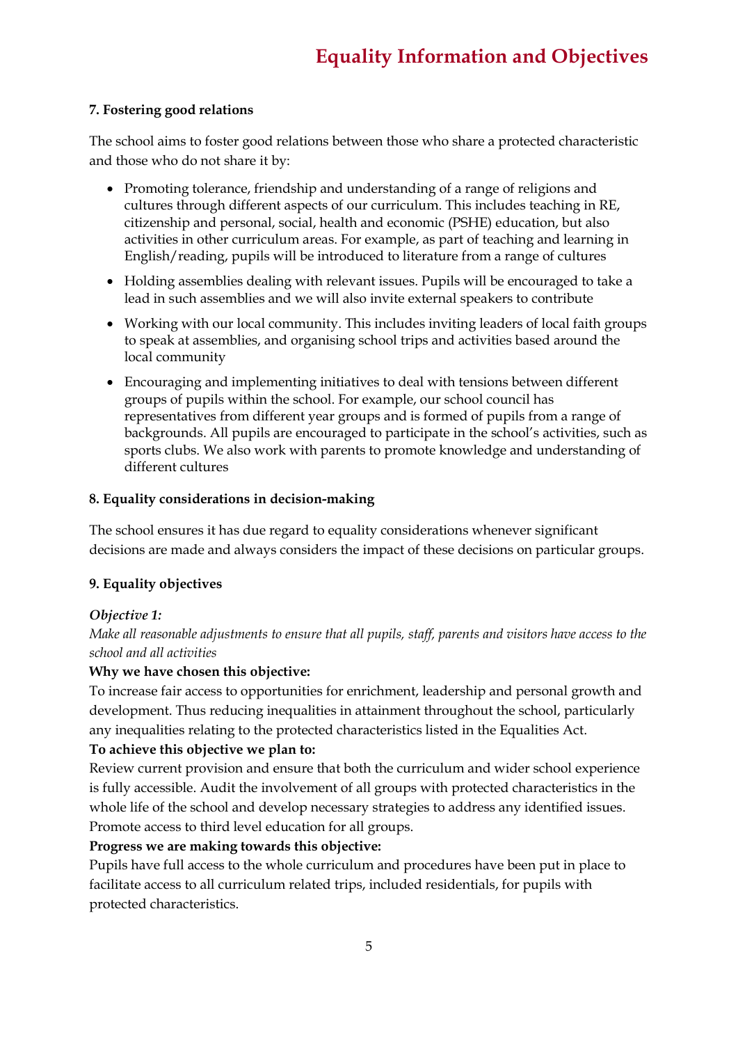### 7. Fostering good relations

The school aims to foster good relations between those who share a protected characteristic and those who do not share it by:

- Promoting tolerance, friendship and understanding of a range of religions and cultures through different aspects of our curriculum. This includes teaching in RE, citizenship and personal, social, health and economic (PSHE) education, but also activities in other curriculum areas. For example, as part of teaching and learning in English/reading, pupils will be introduced to literature from a range of cultures
- Holding assemblies dealing with relevant issues. Pupils will be encouraged to take a lead in such assemblies and we will also invite external speakers to contribute
- Working with our local community. This includes inviting leaders of local faith groups to speak at assemblies, and organising school trips and activities based around the local community
- Encouraging and implementing initiatives to deal with tensions between different groups of pupils within the school. For example, our school council has representatives from different year groups and is formed of pupils from a range of backgrounds. All pupils are encouraged to participate in the school's activities, such as sports clubs. We also work with parents to promote knowledge and understanding of different cultures

### 8. Equality considerations in decision-making

The school ensures it has due regard to equality considerations whenever significant decisions are made and always considers the impact of these decisions on particular groups.

### 9. Equality objectives

***Objective 1:***

*Make all reasonable adjustments to ensure that all pupils, staff, parents and visitors have access to the school and all activities*

**Why we have chosen this objective:**

To increase fair access to opportunities for enrichment, leadership and personal growth and development. Thus reducing inequalities in attainment throughout the school, particularly any inequalities relating to the protected characteristics listed in the Equalities Act.

**To achieve this objective we plan to:**

Review current provision and ensure that both the curriculum and wider school experience is fully accessible. Audit the involvement of all groups with protected characteristics in the whole life of the school and develop necessary strategies to address any identified issues. Promote access to third level education for all groups.

**Progress we are making towards this objective:**

Pupils have full access to the whole curriculum and procedures have been put in place to facilitate access to all curriculum related trips, included residentials, for pupils with protected characteristics.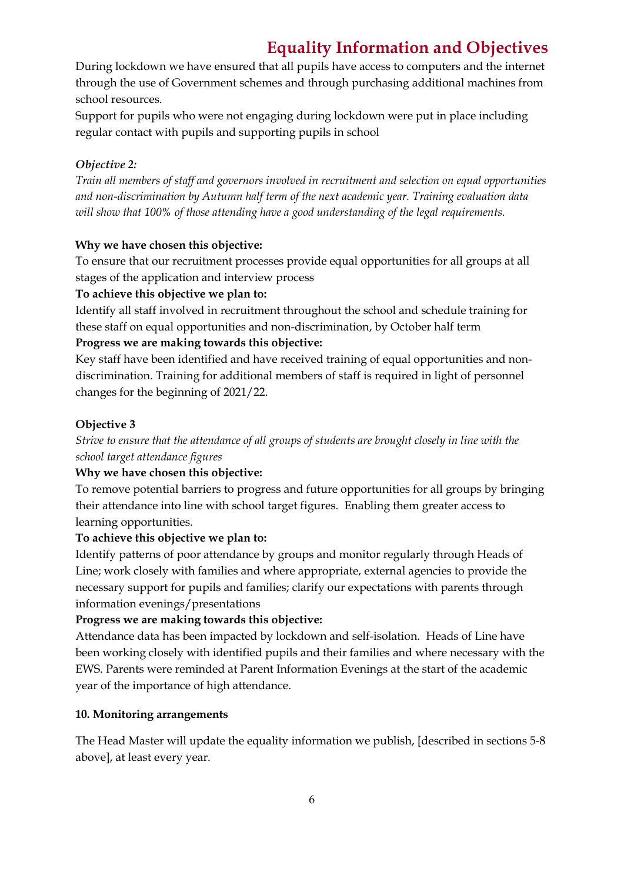During lockdown we have ensured that all pupils have access to computers and the internet through the use of Government schemes and through purchasing additional machines from school resources.

Support for pupils who were not engaging during lockdown were put in place including regular contact with pupils and supporting pupils in school

***Objective 2:***

*Train all members of staff and governors involved in recruitment and selection on equal opportunities and non-discrimination by Autumn half term of the next academic year. Training evaluation data will show that 100% of those attending have a good understanding of the legal requirements.*

**Why we have chosen this objective:**

To ensure that our recruitment processes provide equal opportunities for all groups at all stages of the application and interview process

**To achieve this objective we plan to:**

Identify all staff involved in recruitment throughout the school and schedule training for these staff on equal opportunities and non-discrimination, by October half term

**Progress we are making towards this objective:**

Key staff have been identified and have received training of equal opportunities and non-discrimination. Training for additional members of staff is required in light of personnel changes for the beginning of 2021/22.

**Objective 3**

*Strive to ensure that the attendance of all groups of students are brought closely in line with the school target attendance figures*

**Why we have chosen this objective:**

To remove potential barriers to progress and future opportunities for all groups by bringing their attendance into line with school target figures. Enabling them greater access to learning opportunities.

**To achieve this objective we plan to:**

Identify patterns of poor attendance by groups and monitor regularly through Heads of Line; work closely with families and where appropriate, external agencies to provide the necessary support for pupils and families; clarify our expectations with parents through information evenings/presentations

**Progress we are making towards this objective:**

Attendance data has been impacted by lockdown and self-isolation. Heads of Line have been working closely with identified pupils and their families and where necessary with the EWS. Parents were reminded at Parent Information Evenings at the start of the academic year of the importance of high attendance.

**10. Monitoring arrangements**

The Head Master will update the equality information we publish, [described in sections 5-8 above], at least every year.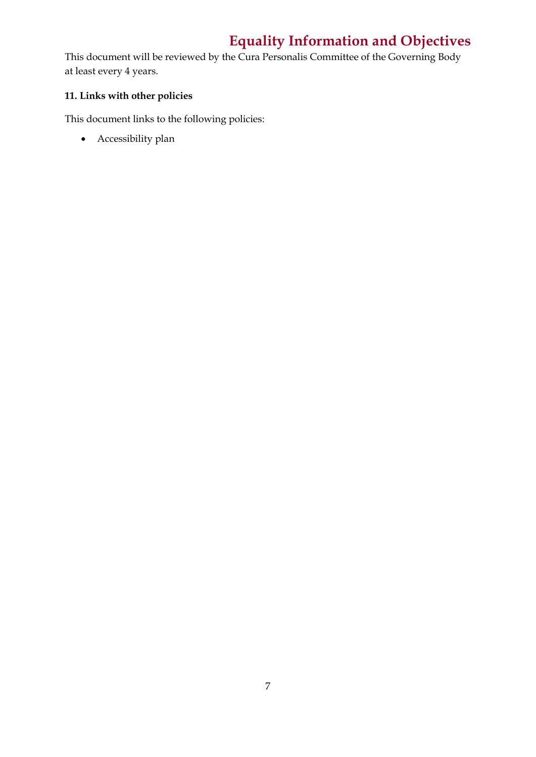This document will be reviewed by the Cura Personalis Committee of the Governing Body at least every 4 years.

**11. Links with other policies**

This document links to the following policies:

- Accessibility plan